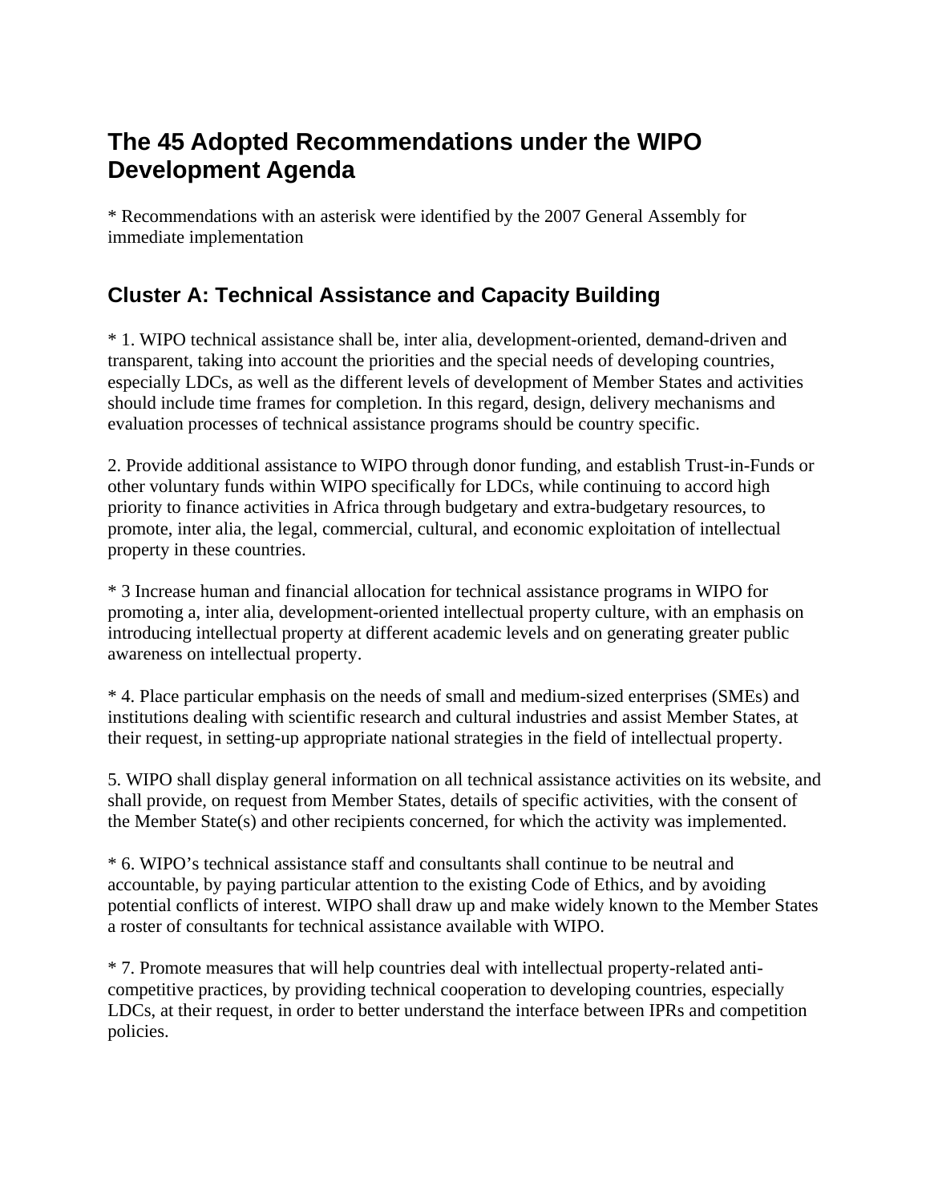# The 45 Adopted Recommendations under the WIPO Development Agenda

* Recommendations with an asterisk were identified by the 2007 General Assembly for immediate implementation

## Cluster A: Technical Assistance and Capacity Building

* 1. WIPO technical assistance shall be, inter alia, development-oriented, demand-driven and transparent, taking into account the priorities and the special needs of developing countries, especially LDCs, as well as the different levels of development of Member States and activities should include time frames for completion. In this regard, design, delivery mechanisms and evaluation processes of technical assistance programs should be country specific.

2. Provide additional assistance to WIPO through donor funding, and establish Trust-in-Funds or other voluntary funds within WIPO specifically for LDCs, while continuing to accord high priority to finance activities in Africa through budgetary and extra-budgetary resources, to promote, inter alia, the legal, commercial, cultural, and economic exploitation of intellectual property in these countries.

* 3 Increase human and financial allocation for technical assistance programs in WIPO for promoting a, inter alia, development-oriented intellectual property culture, with an emphasis on introducing intellectual property at different academic levels and on generating greater public awareness on intellectual property.

* 4. Place particular emphasis on the needs of small and medium-sized enterprises (SMEs) and institutions dealing with scientific research and cultural industries and assist Member States, at their request, in setting-up appropriate national strategies in the field of intellectual property.

5. WIPO shall display general information on all technical assistance activities on its website, and shall provide, on request from Member States, details of specific activities, with the consent of the Member State(s) and other recipients concerned, for which the activity was implemented.

* 6. WIPO's technical assistance staff and consultants shall continue to be neutral and accountable, by paying particular attention to the existing Code of Ethics, and by avoiding potential conflicts of interest. WIPO shall draw up and make widely known to the Member States a roster of consultants for technical assistance available with WIPO.

* 7. Promote measures that will help countries deal with intellectual property-related anti-competitive practices, by providing technical cooperation to developing countries, especially LDCs, at their request, in order to better understand the interface between IPRs and competition policies.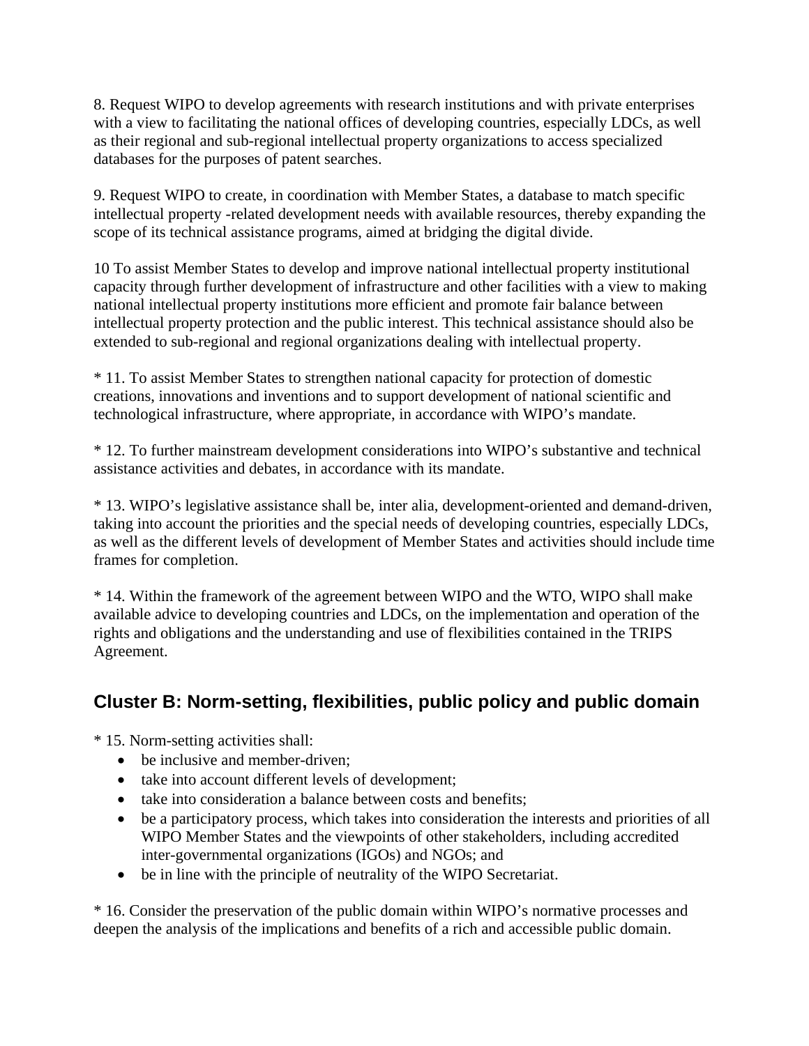8. Request WIPO to develop agreements with research institutions and with private enterprises with a view to facilitating the national offices of developing countries, especially LDCs, as well as their regional and sub-regional intellectual property organizations to access specialized databases for the purposes of patent searches.

9. Request WIPO to create, in coordination with Member States, a database to match specific intellectual property -related development needs with available resources, thereby expanding the scope of its technical assistance programs, aimed at bridging the digital divide.

10 To assist Member States to develop and improve national intellectual property institutional capacity through further development of infrastructure and other facilities with a view to making national intellectual property institutions more efficient and promote fair balance between intellectual property protection and the public interest. This technical assistance should also be extended to sub-regional and regional organizations dealing with intellectual property.

* 11. To assist Member States to strengthen national capacity for protection of domestic creations, innovations and inventions and to support development of national scientific and technological infrastructure, where appropriate, in accordance with WIPO's mandate.

* 12. To further mainstream development considerations into WIPO's substantive and technical assistance activities and debates, in accordance with its mandate.

* 13. WIPO's legislative assistance shall be, inter alia, development-oriented and demand-driven, taking into account the priorities and the special needs of developing countries, especially LDCs, as well as the different levels of development of Member States and activities should include time frames for completion.

* 14. Within the framework of the agreement between WIPO and the WTO, WIPO shall make available advice to developing countries and LDCs, on the implementation and operation of the rights and obligations and the understanding and use of flexibilities contained in the TRIPS Agreement.

## Cluster B: Norm-setting, flexibilities, public policy and public domain

* 15. Norm-setting activities shall:

- be inclusive and member-driven;
- take into account different levels of development;
- take into consideration a balance between costs and benefits;
- be a participatory process, which takes into consideration the interests and priorities of all WIPO Member States and the viewpoints of other stakeholders, including accredited inter-governmental organizations (IGOs) and NGOs; and
- be in line with the principle of neutrality of the WIPO Secretariat.

* 16. Consider the preservation of the public domain within WIPO's normative processes and deepen the analysis of the implications and benefits of a rich and accessible public domain.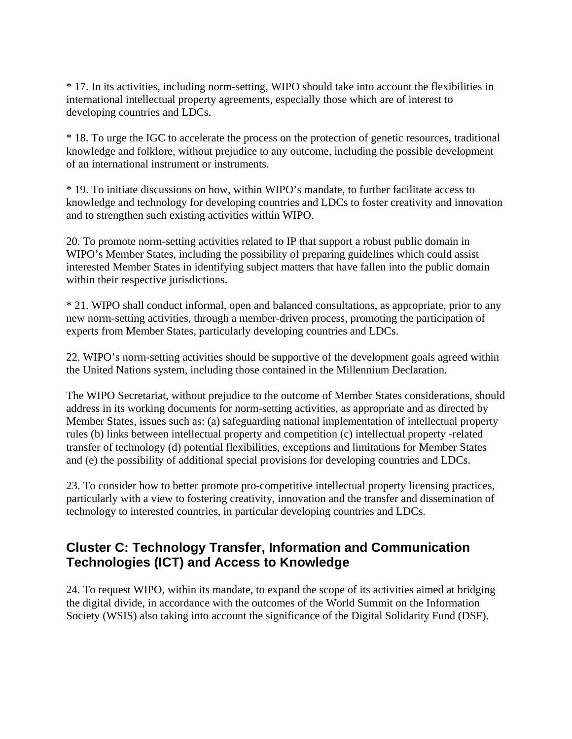* 17. In its activities, including norm-setting, WIPO should take into account the flexibilities in international intellectual property agreements, especially those which are of interest to developing countries and LDCs.

* 18. To urge the IGC to accelerate the process on the protection of genetic resources, traditional knowledge and folklore, without prejudice to any outcome, including the possible development of an international instrument or instruments.

* 19. To initiate discussions on how, within WIPO's mandate, to further facilitate access to knowledge and technology for developing countries and LDCs to foster creativity and innovation and to strengthen such existing activities within WIPO.

20. To promote norm-setting activities related to IP that support a robust public domain in WIPO's Member States, including the possibility of preparing guidelines which could assist interested Member States in identifying subject matters that have fallen into the public domain within their respective jurisdictions.

* 21. WIPO shall conduct informal, open and balanced consultations, as appropriate, prior to any new norm-setting activities, through a member-driven process, promoting the participation of experts from Member States, particularly developing countries and LDCs.

22. WIPO's norm-setting activities should be supportive of the development goals agreed within the United Nations system, including those contained in the Millennium Declaration.

The WIPO Secretariat, without prejudice to the outcome of Member States considerations, should address in its working documents for norm-setting activities, as appropriate and as directed by Member States, issues such as: (a) safeguarding national implementation of intellectual property rules (b) links between intellectual property and competition (c) intellectual property -related transfer of technology (d) potential flexibilities, exceptions and limitations for Member States and (e) the possibility of additional special provisions for developing countries and LDCs.

23. To consider how to better promote pro-competitive intellectual property licensing practices, particularly with a view to fostering creativity, innovation and the transfer and dissemination of technology to interested countries, in particular developing countries and LDCs.

## Cluster C: Technology Transfer, Information and Communication Technologies (ICT) and Access to Knowledge

24. To request WIPO, within its mandate, to expand the scope of its activities aimed at bridging the digital divide, in accordance with the outcomes of the World Summit on the Information Society (WSIS) also taking into account the significance of the Digital Solidarity Fund (DSF).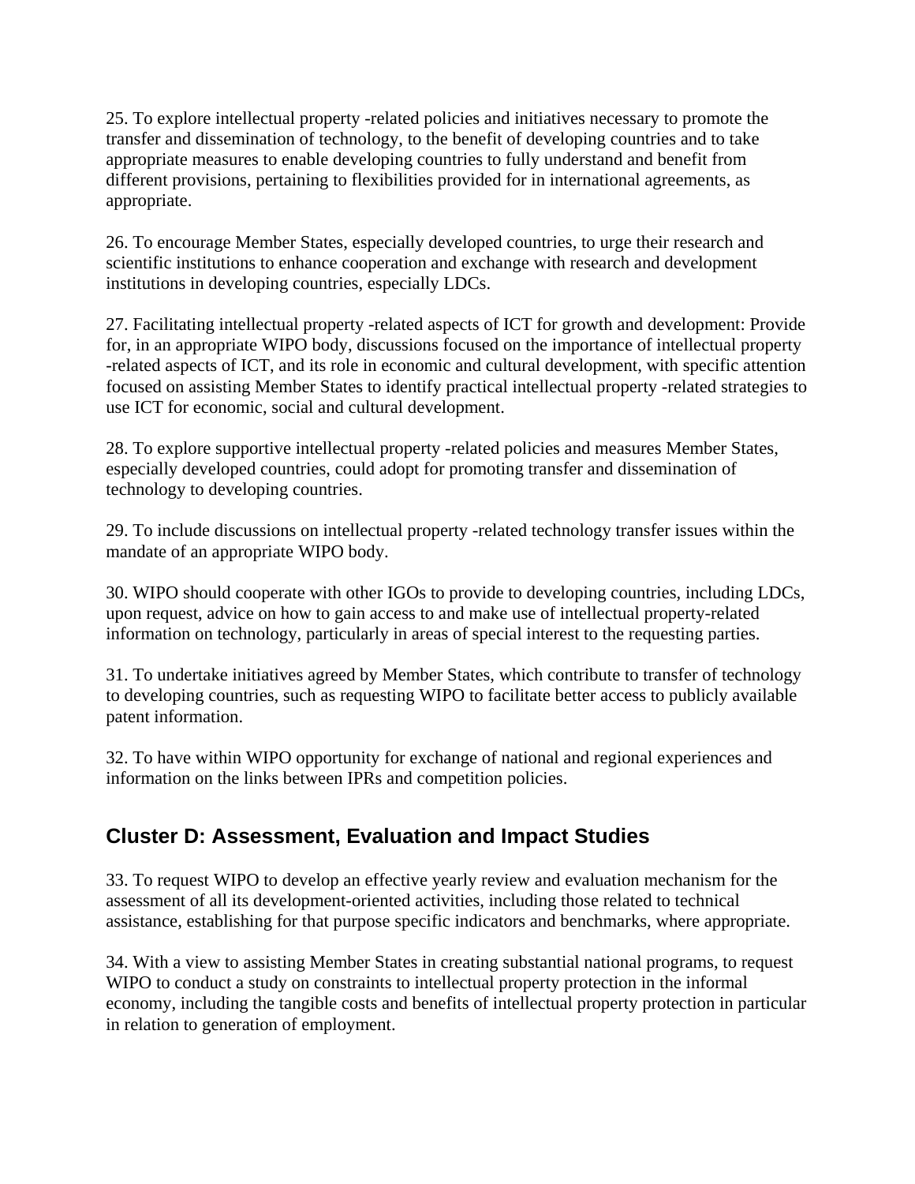25. To explore intellectual property -related policies and initiatives necessary to promote the transfer and dissemination of technology, to the benefit of developing countries and to take appropriate measures to enable developing countries to fully understand and benefit from different provisions, pertaining to flexibilities provided for in international agreements, as appropriate.

26. To encourage Member States, especially developed countries, to urge their research and scientific institutions to enhance cooperation and exchange with research and development institutions in developing countries, especially LDCs.

27. Facilitating intellectual property -related aspects of ICT for growth and development: Provide for, in an appropriate WIPO body, discussions focused on the importance of intellectual property -related aspects of ICT, and its role in economic and cultural development, with specific attention focused on assisting Member States to identify practical intellectual property -related strategies to use ICT for economic, social and cultural development.

28. To explore supportive intellectual property -related policies and measures Member States, especially developed countries, could adopt for promoting transfer and dissemination of technology to developing countries.

29. To include discussions on intellectual property -related technology transfer issues within the mandate of an appropriate WIPO body.

30. WIPO should cooperate with other IGOs to provide to developing countries, including LDCs, upon request, advice on how to gain access to and make use of intellectual property-related information on technology, particularly in areas of special interest to the requesting parties.

31. To undertake initiatives agreed by Member States, which contribute to transfer of technology to developing countries, such as requesting WIPO to facilitate better access to publicly available patent information.

32. To have within WIPO opportunity for exchange of national and regional experiences and information on the links between IPRs and competition policies.

## Cluster D: Assessment, Evaluation and Impact Studies

33. To request WIPO to develop an effective yearly review and evaluation mechanism for the assessment of all its development-oriented activities, including those related to technical assistance, establishing for that purpose specific indicators and benchmarks, where appropriate.

34. With a view to assisting Member States in creating substantial national programs, to request WIPO to conduct a study on constraints to intellectual property protection in the informal economy, including the tangible costs and benefits of intellectual property protection in particular in relation to generation of employment.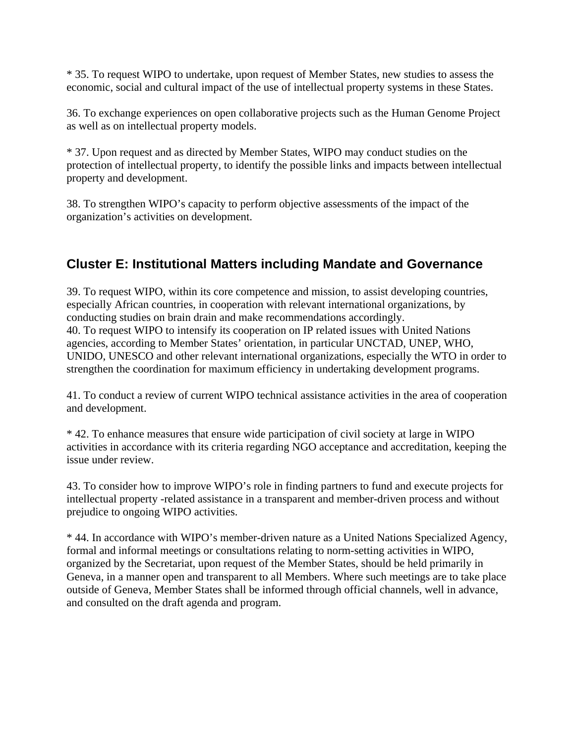* 35. To request WIPO to undertake, upon request of Member States, new studies to assess the economic, social and cultural impact of the use of intellectual property systems in these States.

36. To exchange experiences on open collaborative projects such as the Human Genome Project as well as on intellectual property models.

* 37. Upon request and as directed by Member States, WIPO may conduct studies on the protection of intellectual property, to identify the possible links and impacts between intellectual property and development.

38. To strengthen WIPO's capacity to perform objective assessments of the impact of the organization's activities on development.

## Cluster E: Institutional Matters including Mandate and Governance

39. To request WIPO, within its core competence and mission, to assist developing countries, especially African countries, in cooperation with relevant international organizations, by conducting studies on brain drain and make recommendations accordingly.

40. To request WIPO to intensify its cooperation on IP related issues with United Nations agencies, according to Member States' orientation, in particular UNCTAD, UNEP, WHO, UNIDO, UNESCO and other relevant international organizations, especially the WTO in order to strengthen the coordination for maximum efficiency in undertaking development programs.

41. To conduct a review of current WIPO technical assistance activities in the area of cooperation and development.

* 42. To enhance measures that ensure wide participation of civil society at large in WIPO activities in accordance with its criteria regarding NGO acceptance and accreditation, keeping the issue under review.

43. To consider how to improve WIPO's role in finding partners to fund and execute projects for intellectual property -related assistance in a transparent and member-driven process and without prejudice to ongoing WIPO activities.

* 44. In accordance with WIPO's member-driven nature as a United Nations Specialized Agency, formal and informal meetings or consultations relating to norm-setting activities in WIPO, organized by the Secretariat, upon request of the Member States, should be held primarily in Geneva, in a manner open and transparent to all Members. Where such meetings are to take place outside of Geneva, Member States shall be informed through official channels, well in advance, and consulted on the draft agenda and program.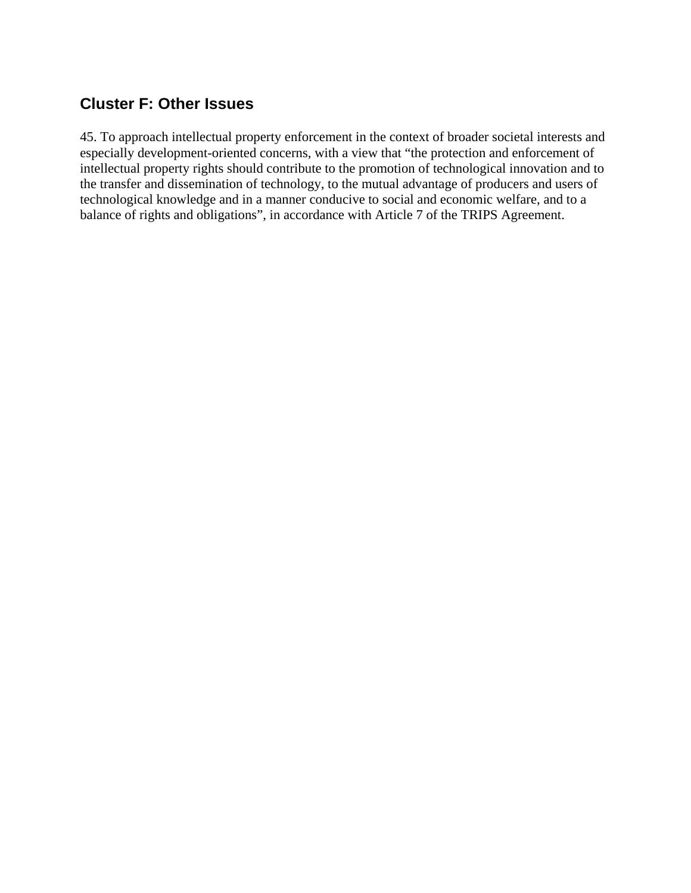## Cluster F: Other Issues

45. To approach intellectual property enforcement in the context of broader societal interests and especially development-oriented concerns, with a view that "the protection and enforcement of intellectual property rights should contribute to the promotion of technological innovation and to the transfer and dissemination of technology, to the mutual advantage of producers and users of technological knowledge and in a manner conducive to social and economic welfare, and to a balance of rights and obligations", in accordance with Article 7 of the TRIPS Agreement.